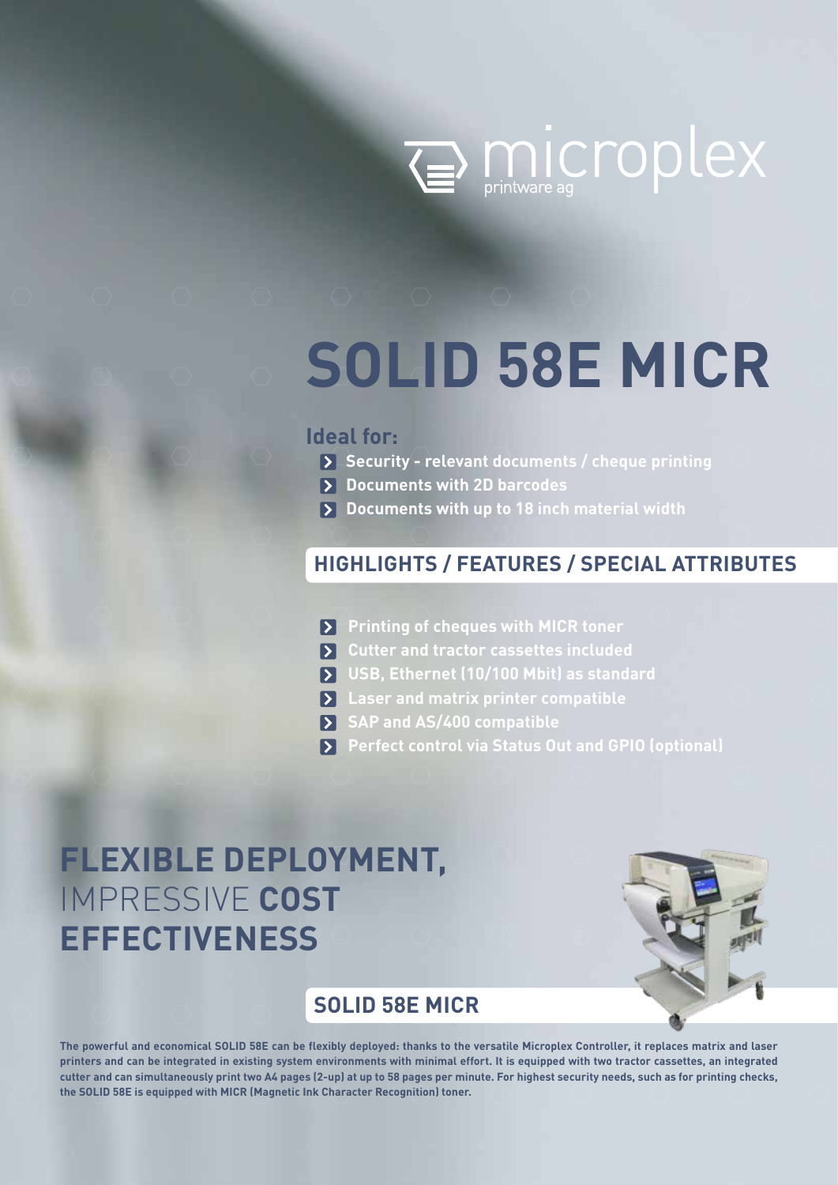microplex printware ag

# SOLID 58E MICR

**Ideal for:**

- Security - relevant documents / cheque printing
- Documents with 2D barcodes
- Documents with up to 18 inch material width

## HIGHLIGHTS / FEATURES / SPECIAL ATTRIBUTES

- Printing of cheques with MICR toner
- Cutter and tractor cassettes included
- USB, Ethernet (10/100 Mbit) as standard
- Laser and matrix printer compatible
- SAP and AS/400 compatible
- Perfect control via Status Out and GPIO (optional)

# FLEXIBLE DEPLOYMENT, IMPRESSIVE COST EFFECTIVENESS

## SOLID 58E MICR

The powerful and economical SOLID 58E can be flexibly deployed: thanks to the versatile Microplex Controller, it replaces matrix and laser printers and can be integrated in existing system environments with minimal effort. It is equipped with two tractor cassettes, an integrated cutter and can simultaneously print two A4 pages (2-up) at up to 58 pages per minute. For highest security needs, such as for printing checks, the SOLID 58E is equipped with MICR (Magnetic Ink Character Recognition) toner.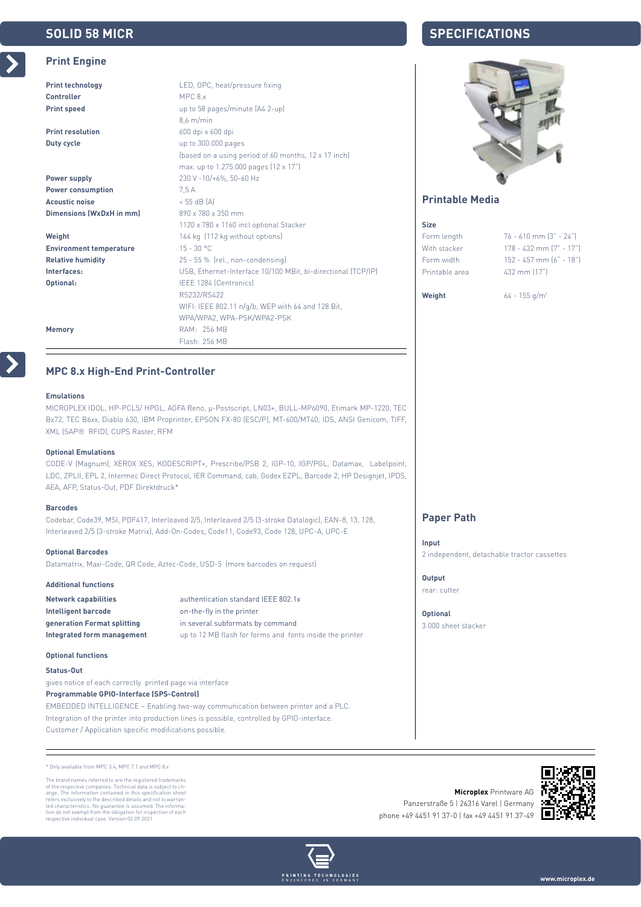## SOLID 58 MICR

### Print Engine

| | |
|---|---|
| **Print technology** | LED, OPC, heat/pressure fixing |
| **Controller** | MPC 8.x |
| **Print speed** | up to 58 pages/minute (A4 2-up)<br>8,6 m/min |
| **Print resolution** | 600 dpi x 600 dpi |
| **Duty cycle** | up to 300.000 pages<br>(based on a using period of 60 months, 12 x 17 inch)<br>max. up to 1.275.000 pages (12 x 17") |
| **Power supply** | 230 V -10/+6%, 50-60 Hz |
| **Power consumption** | 7,5 A |
| **Acoustic noise** | < 55 dB (A) |
| **Dimensions (WxDxH in mm)** | 890 x 780 x 350 mm<br>1120 x 780 x 1160 incl optional Stacker |
| **Weight** | 164 kg (112 kg without options) |
| **Environment temperature** | 15 - 30 °C |
| **Relative humidity** | 25 - 55 % (rel., non-condensing) |
| **Interfaces:** | USB, Ethernet-Interface 10/100 MBit, bi-directional (TCP/IP) |
| **Optional:** | IEEE 1284 (Centronics)<br>RS232/RS422<br>WIFI: IEEE 802.11 n/g/b, WEP with 64 and 128 Bit, WPA/WPA2, WPA-PSK/WPA2-PSK |
| **Memory** | RAM: 256 MB<br>Flash: 256 MB |

### MPC 8.x High-End Print-Controller

**Emulations**

MICROPLEX IDOL, HP-PCL5/ HPGL, AGFA Reno, µ-Postscript, LN03+, BULL-MP6090, Etimark MP-1220, TEC Bx72, TEC B6xx, Diablo 630, IBM Proprinter, EPSON FX-80 (ESC/P), MT-600/MT40, IDS, ANSI Genicom, TIFF, XML (SAP® RFID), CUPS Raster, RFM

**Optional Emulations**

CODE-V (Magnum), XEROX XES, KODESCRIPT+, Prescribe/PSB 2, IGP-10, IGP/PGL, Datamax, Labelpoint, LDC, ZPLII, EPL 2, Intermec Direct Protocol, IER Command, cab, Godex EZPL, Barcode 2, HP Designjet, IPDS, AEA, AFP, Status-Out, PDF Direktdruck*

**Barcodes**

Codebar, Code39, MSI, PDF417, Interleaved 2/5, Interleaved 2/5 (3-stroke Datalogic), EAN-8, 13, 128, Interleaved 2/5 (3-stroke Matrix), Add-On-Codes, Code11, Code93, Code 128, UPC-A, UPC-E

**Optional Barcodes**

Datamatrix, Maxi-Code, QR Code, Aztec-Code, USD-5 (more barcodes on request)

**Additional functions**

| | |
|---|---|
| **Network capabilities** | authentication standard IEEE 802.1x |
| **Intelligent barcode** | on-the-fly in the printer |
| **generation Format splitting** | in several subformats by command |
| **Integrated form management** | up to 12 MB flash for forms and fonts inside the printer |

**Optional functions**

**Status-Out**

gives notice of each correctly printed page via interface

**Programmable GPIO-Interface (SPS-Control)**

EMBEDDED INTELLIGENCE – Enabling two-way communication between printer and a PLC. Integration of the printer into production lines is possible, controlled by GPIO-interface. Customer / Application specific modifications possible.

## SPECIFICATIONS

### Printable Media

| | |
|---|---|
| **Size** | |
| Form length | 76 - 610 mm (3" - 24") |
| With stacker | 178 - 432 mm (7" - 17") |
| Form width | 152 - 457 mm (6" - 18") |
| Printable area | 432 mm (17") |
| **Weight** | 64 - 155 g/m² |

### Paper Path

**Input**

2 independent, detachable tractor cassettes

**Output**

rear: cutter

**Optional**

3.000 sheet stacker

\* Only available from MPC 3.4, MPC 7.1 and MPC 8.x

The brand names referred to are the registered trademarks of the respective companies. Technical data is subject to change. The information contained in this specification sheet refers exclusively to the described details and not to warranted characteristics. No guarantee is assumed. The information do not exempt from the obligation for inspection of each respective individual case. Version 02.09.2021

**Microplex** Printware AG
Panzerstraße 5 | 26316 Varel | Germany
phone +49 4451 91 37-0 | fax +49 4451 91 37-49

PRINTING TECHNOLOGIES
ENGINEERED IN GERMANY

www.microplex.de